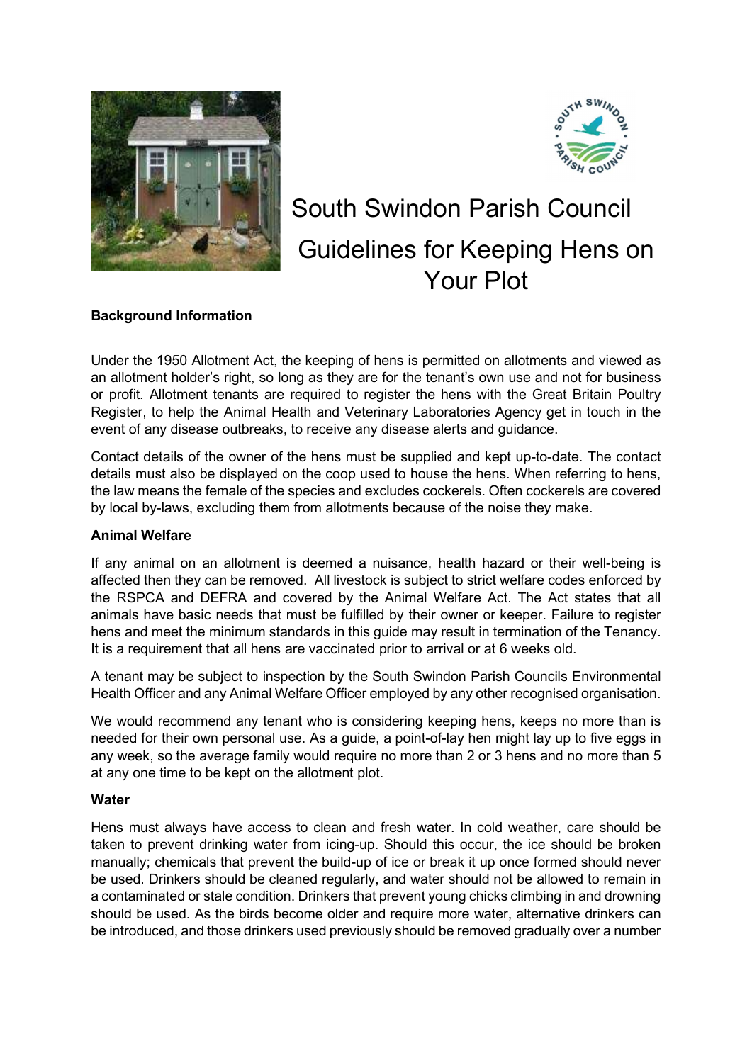# South Swindon Parish Council

# Guidelines for Keeping Hens on Your Plot

**Background Information**

Under the 1950 Allotment Act, the keeping of hens is permitted on allotments and viewed as an allotment holder's right, so long as they are for the tenant's own use and not for business or profit. Allotment tenants are required to register the hens with the Great Britain Poultry Register, to help the Animal Health and Veterinary Laboratories Agency get in touch in the event of any disease outbreaks, to receive any disease alerts and guidance.

Contact details of the owner of the hens must be supplied and kept up-to-date. The contact details must also be displayed on the coop used to house the hens. When referring to hens, the law means the female of the species and excludes cockerels. Often cockerels are covered by local by-laws, excluding them from allotments because of the noise they make.

**Animal Welfare**

If any animal on an allotment is deemed a nuisance, health hazard or their well-being is affected then they can be removed. All livestock is subject to strict welfare codes enforced by the RSPCA and DEFRA and covered by the Animal Welfare Act. The Act states that all animals have basic needs that must be fulfilled by their owner or keeper. Failure to register hens and meet the minimum standards in this guide may result in termination of the Tenancy. It is a requirement that all hens are vaccinated prior to arrival or at 6 weeks old.

A tenant may be subject to inspection by the South Swindon Parish Councils Environmental Health Officer and any Animal Welfare Officer employed by any other recognised organisation.

We would recommend any tenant who is considering keeping hens, keeps no more than is needed for their own personal use. As a guide, a point-of-lay hen might lay up to five eggs in any week, so the average family would require no more than 2 or 3 hens and no more than 5 at any one time to be kept on the allotment plot.

**Water**

Hens must always have access to clean and fresh water. In cold weather, care should be taken to prevent drinking water from icing-up. Should this occur, the ice should be broken manually; chemicals that prevent the build-up of ice or break it up once formed should never be used. Drinkers should be cleaned regularly, and water should not be allowed to remain in a contaminated or stale condition. Drinkers that prevent young chicks climbing in and drowning should be used. As the birds become older and require more water, alternative drinkers can be introduced, and those drinkers used previously should be removed gradually over a number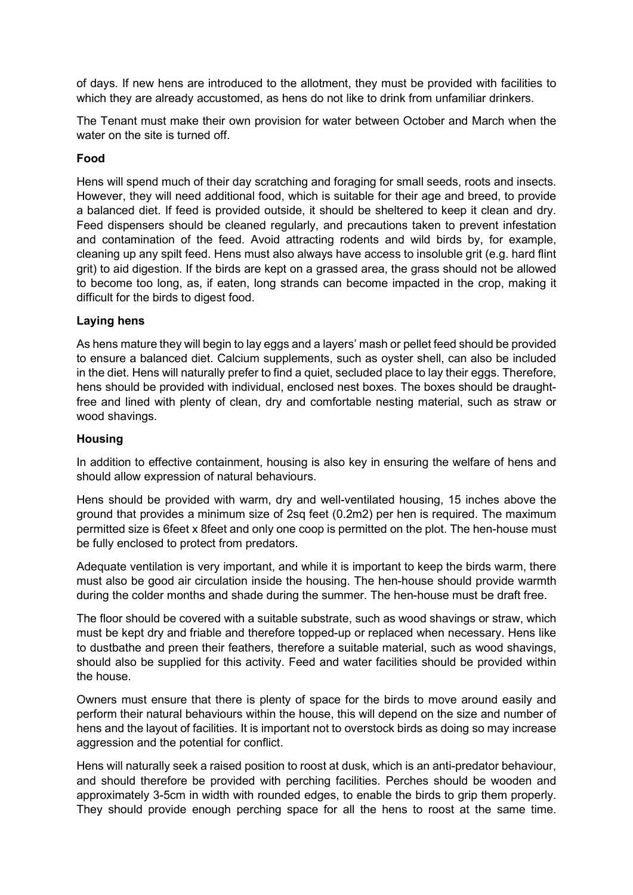of days. If new hens are introduced to the allotment, they must be provided with facilities to which they are already accustomed, as hens do not like to drink from unfamiliar drinkers.

The Tenant must make their own provision for water between October and March when the water on the site is turned off.

**Food**

Hens will spend much of their day scratching and foraging for small seeds, roots and insects. However, they will need additional food, which is suitable for their age and breed, to provide a balanced diet. If feed is provided outside, it should be sheltered to keep it clean and dry. Feed dispensers should be cleaned regularly, and precautions taken to prevent infestation and contamination of the feed. Avoid attracting rodents and wild birds by, for example, cleaning up any spilt feed. Hens must also always have access to insoluble grit (e.g. hard flint grit) to aid digestion. If the birds are kept on a grassed area, the grass should not be allowed to become too long, as, if eaten, long strands can become impacted in the crop, making it difficult for the birds to digest food.

**Laying hens**

As hens mature they will begin to lay eggs and a layers' mash or pellet feed should be provided to ensure a balanced diet. Calcium supplements, such as oyster shell, can also be included in the diet. Hens will naturally prefer to find a quiet, secluded place to lay their eggs. Therefore, hens should be provided with individual, enclosed nest boxes. The boxes should be draught-free and lined with plenty of clean, dry and comfortable nesting material, such as straw or wood shavings.

**Housing**

In addition to effective containment, housing is also key in ensuring the welfare of hens and should allow expression of natural behaviours.

Hens should be provided with warm, dry and well-ventilated housing, 15 inches above the ground that provides a minimum size of 2sq feet (0.2m2) per hen is required. The maximum permitted size is 6feet x 8feet and only one coop is permitted on the plot. The hen-house must be fully enclosed to protect from predators.

Adequate ventilation is very important, and while it is important to keep the birds warm, there must also be good air circulation inside the housing. The hen-house should provide warmth during the colder months and shade during the summer. The hen-house must be draft free.

The floor should be covered with a suitable substrate, such as wood shavings or straw, which must be kept dry and friable and therefore topped-up or replaced when necessary. Hens like to dustbathe and preen their feathers, therefore a suitable material, such as wood shavings, should also be supplied for this activity. Feed and water facilities should be provided within the house.

Owners must ensure that there is plenty of space for the birds to move around easily and perform their natural behaviours within the house, this will depend on the size and number of hens and the layout of facilities. It is important not to overstock birds as doing so may increase aggression and the potential for conflict.

Hens will naturally seek a raised position to roost at dusk, which is an anti-predator behaviour, and should therefore be provided with perching facilities. Perches should be wooden and approximately 3-5cm in width with rounded edges, to enable the birds to grip them properly. They should provide enough perching space for all the hens to roost at the same time.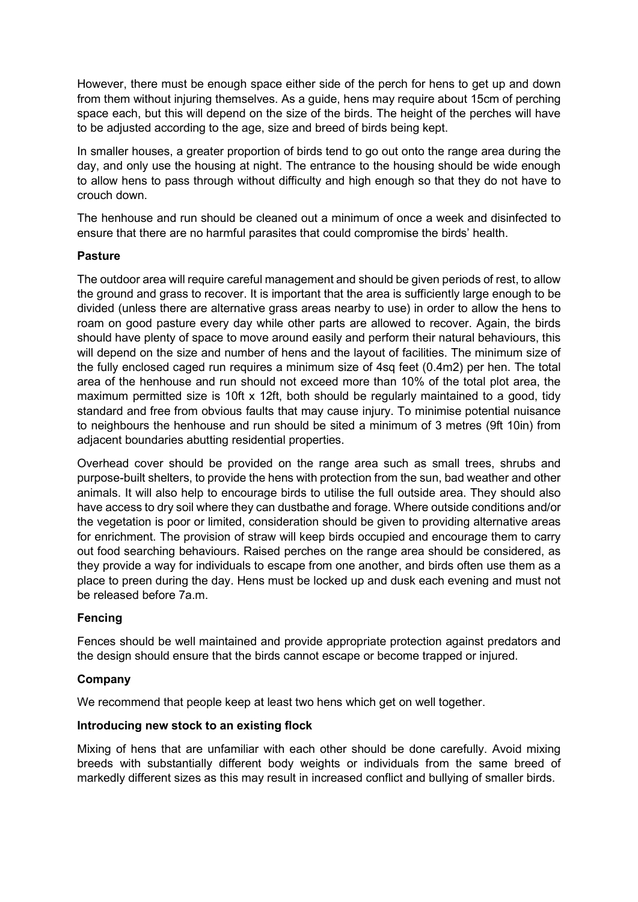However, there must be enough space either side of the perch for hens to get up and down from them without injuring themselves. As a guide, hens may require about 15cm of perching space each, but this will depend on the size of the birds. The height of the perches will have to be adjusted according to the age, size and breed of birds being kept.

In smaller houses, a greater proportion of birds tend to go out onto the range area during the day, and only use the housing at night. The entrance to the housing should be wide enough to allow hens to pass through without difficulty and high enough so that they do not have to crouch down.

The henhouse and run should be cleaned out a minimum of once a week and disinfected to ensure that there are no harmful parasites that could compromise the birds' health.

**Pasture**

The outdoor area will require careful management and should be given periods of rest, to allow the ground and grass to recover. It is important that the area is sufficiently large enough to be divided (unless there are alternative grass areas nearby to use) in order to allow the hens to roam on good pasture every day while other parts are allowed to recover. Again, the birds should have plenty of space to move around easily and perform their natural behaviours, this will depend on the size and number of hens and the layout of facilities. The minimum size of the fully enclosed caged run requires a minimum size of 4sq feet (0.4m2) per hen. The total area of the henhouse and run should not exceed more than 10% of the total plot area, the maximum permitted size is 10ft x 12ft, both should be regularly maintained to a good, tidy standard and free from obvious faults that may cause injury. To minimise potential nuisance to neighbours the henhouse and run should be sited a minimum of 3 metres (9ft 10in) from adjacent boundaries abutting residential properties.

Overhead cover should be provided on the range area such as small trees, shrubs and purpose-built shelters, to provide the hens with protection from the sun, bad weather and other animals. It will also help to encourage birds to utilise the full outside area. They should also have access to dry soil where they can dustbathe and forage. Where outside conditions and/or the vegetation is poor or limited, consideration should be given to providing alternative areas for enrichment. The provision of straw will keep birds occupied and encourage them to carry out food searching behaviours. Raised perches on the range area should be considered, as they provide a way for individuals to escape from one another, and birds often use them as a place to preen during the day. Hens must be locked up and dusk each evening and must not be released before 7a.m.

**Fencing**

Fences should be well maintained and provide appropriate protection against predators and the design should ensure that the birds cannot escape or become trapped or injured.

**Company**

We recommend that people keep at least two hens which get on well together.

**Introducing new stock to an existing flock**

Mixing of hens that are unfamiliar with each other should be done carefully. Avoid mixing breeds with substantially different body weights or individuals from the same breed of markedly different sizes as this may result in increased conflict and bullying of smaller birds.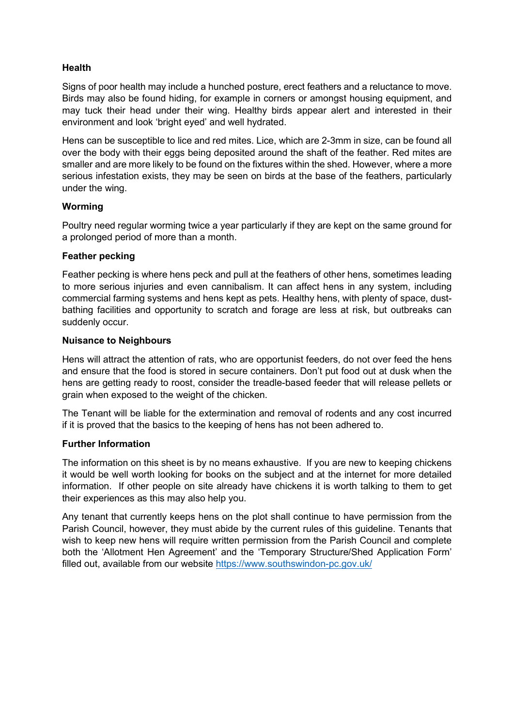**Health**

Signs of poor health may include a hunched posture, erect feathers and a reluctance to move. Birds may also be found hiding, for example in corners or amongst housing equipment, and may tuck their head under their wing. Healthy birds appear alert and interested in their environment and look 'bright eyed' and well hydrated.

Hens can be susceptible to lice and red mites. Lice, which are 2-3mm in size, can be found all over the body with their eggs being deposited around the shaft of the feather. Red mites are smaller and are more likely to be found on the fixtures within the shed. However, where a more serious infestation exists, they may be seen on birds at the base of the feathers, particularly under the wing.

**Worming**

Poultry need regular worming twice a year particularly if they are kept on the same ground for a prolonged period of more than a month.

**Feather pecking**

Feather pecking is where hens peck and pull at the feathers of other hens, sometimes leading to more serious injuries and even cannibalism. It can affect hens in any system, including commercial farming systems and hens kept as pets. Healthy hens, with plenty of space, dust-bathing facilities and opportunity to scratch and forage are less at risk, but outbreaks can suddenly occur.

**Nuisance to Neighbours**

Hens will attract the attention of rats, who are opportunist feeders, do not over feed the hens and ensure that the food is stored in secure containers. Don't put food out at dusk when the hens are getting ready to roost, consider the treadle-based feeder that will release pellets or grain when exposed to the weight of the chicken.

The Tenant will be liable for the extermination and removal of rodents and any cost incurred if it is proved that the basics to the keeping of hens has not been adhered to.

**Further Information**

The information on this sheet is by no means exhaustive. If you are new to keeping chickens it would be well worth looking for books on the subject and at the internet for more detailed information. If other people on site already have chickens it is worth talking to them to get their experiences as this may also help you.

Any tenant that currently keeps hens on the plot shall continue to have permission from the Parish Council, however, they must abide by the current rules of this guideline. Tenants that wish to keep new hens will require written permission from the Parish Council and complete both the 'Allotment Hen Agreement' and the 'Temporary Structure/Shed Application Form' filled out, available from our website https://www.southswindon-pc.gov.uk/